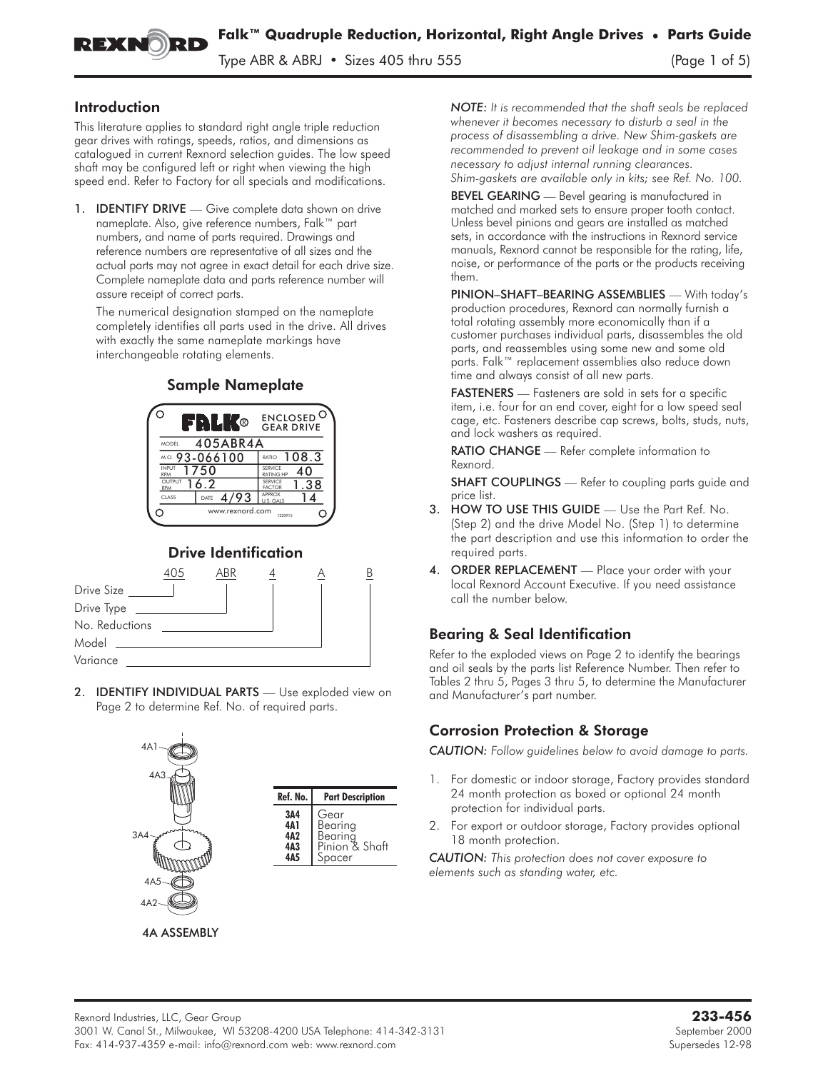# Falk™ Quadruple Reduction, Horizontal, Right Angle Drives • Parts Guide

Type ABR & ABRJ • Sizes 405 thru 555

## Introduction

This literature applies to standard right angle triple reduction gear drives with ratings, speeds, ratios, and dimensions as catalogued in current Rexnord selection guides. The low speed shaft may be configured left or right when viewing the high speed end. Refer to Factory for all specials and modifications.

1. **IDENTIFY DRIVE** — Give complete data shown on drive nameplate. Also, give reference numbers, Falk™ part numbers, and name of parts required. Drawings and reference numbers are representative of all sizes and the actual parts may not agree in exact detail for each drive size. Complete nameplate data and parts reference number will assure receipt of correct parts.

   The numerical designation stamped on the nameplate completely identifies all parts used in the drive. All drives with exactly the same nameplate markings have interchangeable rotating elements.

### Sample Nameplate

FALK® ENCLOSED GEAR DRIVE

| | | | |
|---|---|---|---|
| MODEL | 405ABR4A | | |
| M.O. | 93-066100 | RATIO | 108.3 |
| INPUT RPM | 1750 | SERVICE RATING HP | 40 |
| OUTPUT RPM | 16.2 | SERVICE FACTOR | 1.38 |
| CLASS | DATE 4/93 | APPROX U.S. GALS | 14 |

www.rexnord.com

### Drive Identification

405 ABR 4 A B

- Drive Size — 405
- Drive Type — ABR
- No. Reductions — 4
- Model — A
- Variance — B

2. **IDENTIFY INDIVIDUAL PARTS** — Use exploded view on Page 2 to determine Ref. No. of required parts.

4A ASSEMBLY

| Ref. No. | Part Description |
|---|---|
| 3A4 | Gear |
| 4A1 | Bearing |
| 4A2 | Bearing |
| 4A3 | Pinion & Shaft |
| 4A5 | Spacer |

*NOTE: It is recommended that the shaft seals be replaced whenever it becomes necessary to disturb a seal in the process of disassembling a drive. New Shim-gaskets are recommended to prevent oil leakage and in some cases necessary to adjust internal running clearances. Shim-gaskets are available only in kits; see Ref. No. 100.*

**BEVEL GEARING** — Bevel gearing is manufactured in matched and marked sets to ensure proper tooth contact. Unless bevel pinions and gears are installed as matched sets, in accordance with the instructions in Rexnord service manuals, Rexnord cannot be responsible for the rating, life, noise, or performance of the parts or the products receiving them.

**PINION–SHAFT–BEARING ASSEMBLIES** — With today's production procedures, Rexnord can normally furnish a total rotating assembly more economically than if a customer purchases individual parts, disassembles the old parts, and reassembles using some new and some old parts. Falk™ replacement assemblies also reduce down time and always consist of all new parts.

**FASTENERS** — Fasteners are sold in sets for a specific item, i.e. four for an end cover, eight for a low speed seal cage, etc. Fasteners describe cap screws, bolts, studs, nuts, and lock washers as required.

**RATIO CHANGE** — Refer complete information to Rexnord.

**SHAFT COUPLINGS** — Refer to coupling parts guide and price list.

3. **HOW TO USE THIS GUIDE** — Use the Part Ref. No. (Step 2) and the drive Model No. (Step 1) to determine the part description and use this information to order the required parts.
4. **ORDER REPLACEMENT** — Place your order with your local Rexnord Account Executive. If you need assistance call the number below.

## Bearing & Seal Identification

Refer to the exploded views on Page 2 to identify the bearings and oil seals by the parts list Reference Number. Then refer to Tables 2 thru 5, Pages 3 thru 5, to determine the Manufacturer and Manufacturer's part number.

## Corrosion Protection & Storage

*CAUTION: Follow guidelines below to avoid damage to parts.*

1. For domestic or indoor storage, Factory provides standard 24 month protection as boxed or optional 24 month protection for individual parts.
2. For export or outdoor storage, Factory provides optional 18 month protection.

*CAUTION: This protection does not cover exposure to elements such as standing water, etc.*

Rexnord Industries, LLC, Gear Group
3001 W. Canal St., Milwaukee, WI 53208-4200 USA Telephone: 414-342-3131
Fax: 414-937-4359 e-mail: info@rexnord.com web: www.rexnord.com

**233-456**
September 2000
Supersedes 12-98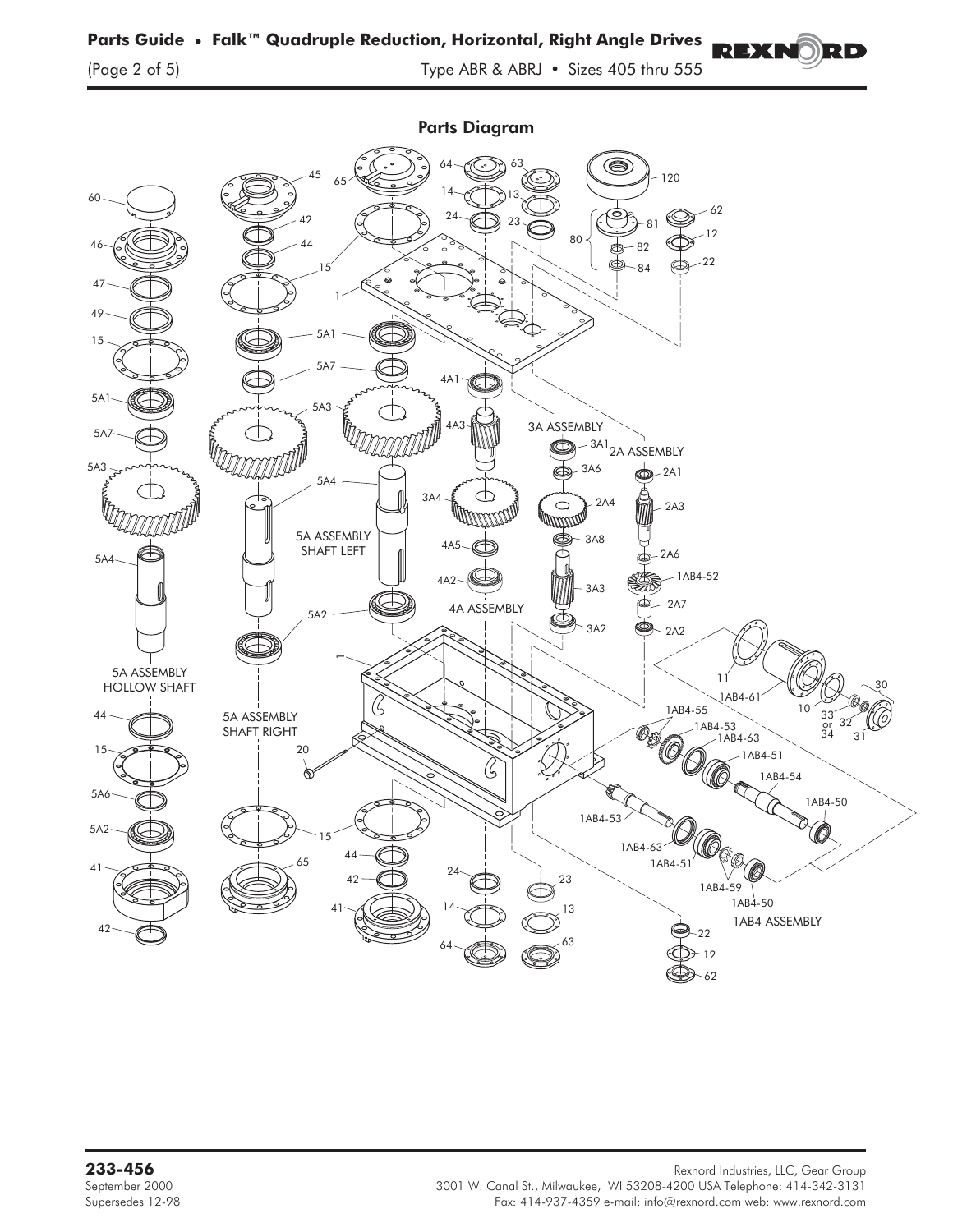## Parts Diagram

5A ASSEMBLY HOLLOW SHAFT

5A ASSEMBLY SHAFT LEFT

5A ASSEMBLY SHAFT RIGHT

4A ASSEMBLY

3A ASSEMBLY

2A ASSEMBLY

1AB4 ASSEMBLY

**233-456**
September 2000
Supersedes 12-98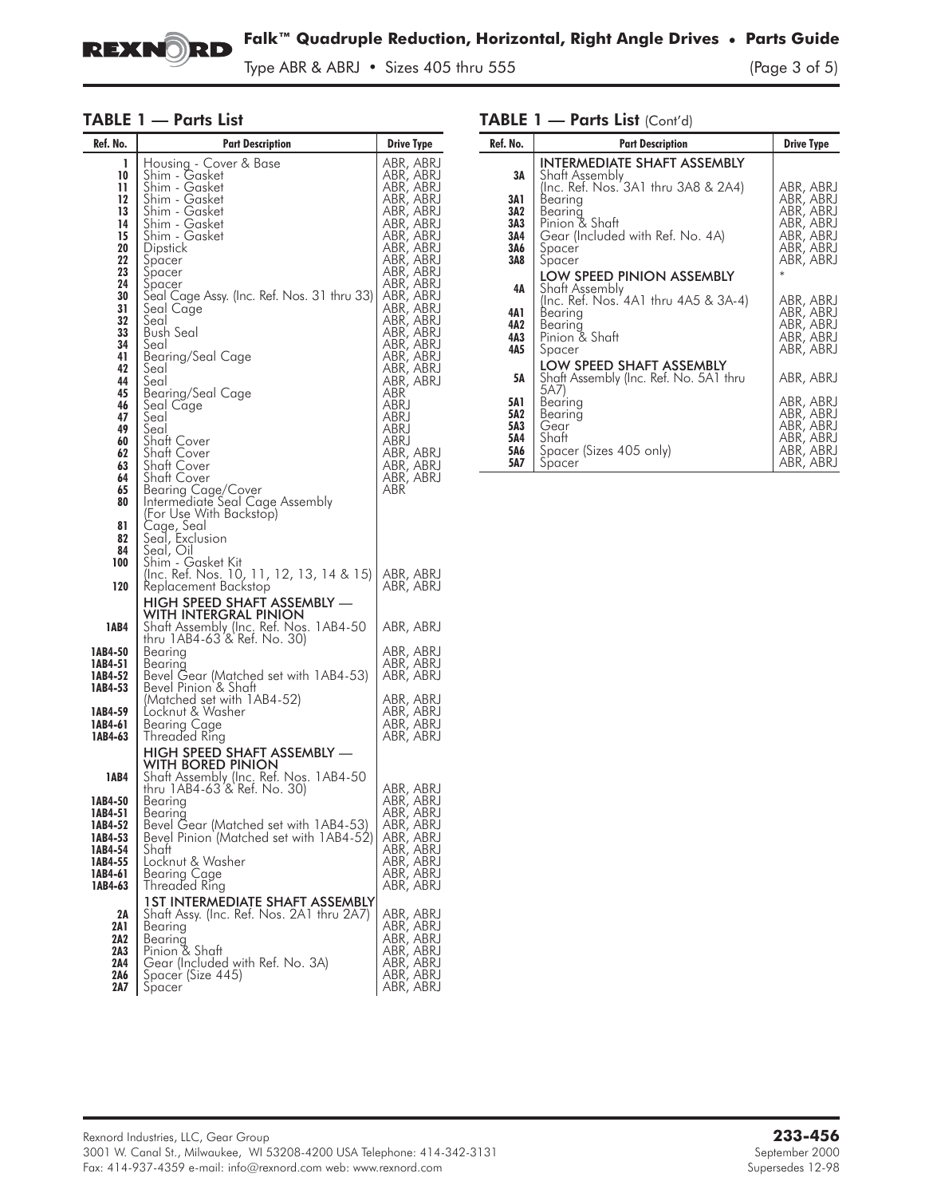## TABLE 1 — Parts List

| Ref. No. | Part Description | Drive Type |
|---|---|---|
| 1 | Housing - Cover & Base | ABR, ABRJ |
| 10 | Shim - Gasket | ABR, ABRJ |
| 11 | Shim - Gasket | ABR, ABRJ |
| 12 | Shim - Gasket | ABR, ABRJ |
| 13 | Shim - Gasket | ABR, ABRJ |
| 14 | Shim - Gasket | ABR, ABRJ |
| 15 | Shim - Gasket | ABR, ABRJ |
| 20 | Dipstick | ABR, ABRJ |
| 22 | Spacer | ABR, ABRJ |
| 23 | Spacer | ABR, ABRJ |
| 24 | Spacer | ABR, ABRJ |
| 30 | Seal Cage Assy. (Inc. Ref. Nos. 31 thru 33) | ABR, ABRJ |
| 31 | Seal Cage | ABR, ABRJ |
| 32 | Seal | ABR, ABRJ |
| 33 | Bush Seal | ABR, ABRJ |
| 34 | Seal | ABR, ABRJ |
| 41 | Bearing/Seal Cage | ABR, ABRJ |
| 42 | Seal | ABR, ABRJ |
| 44 | Seal | ABR, ABRJ |
| 45 | Bearing/Seal Cage | ABR |
| 46 | Seal Cage | ABRJ |
| 47 | Seal | ABRJ |
| 49 | Seal | ABRJ |
| 60 | Shaft Cover | ABRJ |
| 62 | Shaft Cover | ABR, ABRJ |
| 63 | Shaft Cover | ABR, ABRJ |
| 64 | Shaft Cover | ABR, ABRJ |
| 65 | Bearing Cage/Cover | ABR |
| 80 | Intermediate Seal Cage Assembly (For Use With Backstop) | |
| 81 | Cage, Seal | |
| 82 | Seal, Exclusion | |
| 84 | Seal, Oil | |
| 100 | Shim - Gasket Kit (Inc. Ref. Nos. 10, 11, 12, 13, 14 & 15) | ABR, ABRJ |
| 120 | Replacement Backstop | ABR, ABRJ |
| | **HIGH SPEED SHAFT ASSEMBLY — WITH INTERGRAL PINION** | |
| 1AB4 | Shaft Assembly (Inc. Ref. Nos. 1AB4-50 thru 1AB4-63 & Ref. No. 30) | ABR, ABRJ |
| 1AB4-50 | Bearing | ABR, ABRJ |
| 1AB4-51 | Bearing | ABR, ABRJ |
| 1AB4-52 | Bevel Gear (Matched set with 1AB4-53) | ABR, ABRJ |
| 1AB4-53 | Bevel Pinion & Shaft (Matched set with 1AB4-52) | ABR, ABRJ |
| 1AB4-59 | Locknut & Washer | ABR, ABRJ |
| 1AB4-61 | Bearing Cage | ABR, ABRJ |
| 1AB4-63 | Threaded Ring | ABR, ABRJ |
| | **HIGH SPEED SHAFT ASSEMBLY — WITH BORED PINION** | |
| 1AB4 | Shaft Assembly (Inc. Ref. Nos. 1AB4-50 thru 1AB4-63 & Ref. No. 30) | ABR, ABRJ |
| 1AB4-50 | Bearing | ABR, ABRJ |
| 1AB4-51 | Bearing | ABR, ABRJ |
| 1AB4-52 | Bevel Gear (Matched set with 1AB4-53) | ABR, ABRJ |
| 1AB4-53 | Bevel Pinion (Matched set with 1AB4-52) | ABR, ABRJ |
| 1AB4-54 | Shaft | ABR, ABRJ |
| 1AB4-55 | Locknut & Washer | ABR, ABRJ |
| 1AB4-61 | Bearing Cage | ABR, ABRJ |
| 1AB4-63 | Threaded Ring | ABR, ABRJ |
| | **1ST INTERMEDIATE SHAFT ASSEMBLY** | |
| 2A | Shaft Assy. (Inc. Ref. Nos. 2A1 thru 2A7) | ABR, ABRJ |
| 2A1 | Bearing | ABR, ABRJ |
| 2A2 | Bearing | ABR, ABRJ |
| 2A3 | Pinion & Shaft | ABR, ABRJ |
| 2A4 | Gear (Included with Ref. No. 3A) | ABR, ABRJ |
| 2A6 | Spacer (Size 445) | ABR, ABRJ |
| 2A7 | Spacer | ABR, ABRJ |

## TABLE 1 — Parts List (Cont'd)

| Ref. No. | Part Description | Drive Type |
|---|---|---|
| | **INTERMEDIATE SHAFT ASSEMBLY** | |
| 3A | Shaft Assembly (Inc. Ref. Nos. 3A1 thru 3A8 & 2A4) | ABR, ABRJ |
| 3A1 | Bearing | ABR, ABRJ |
| 3A2 | Bearing | ABR, ABRJ |
| 3A3 | Pinion & Shaft | ABR, ABRJ |
| 3A4 | Gear (Included with Ref. No. 4A) | ABR, ABRJ |
| 3A6 | Spacer | ABR, ABRJ |
| 3A8 | Spacer | ABR, ABRJ |
| | **LOW SPEED PINION ASSEMBLY** | * |
| 4A | Shaft Assembly (Inc. Ref. Nos. 4A1 thru 4A5 & 3A-4) | ABR, ABRJ |
| 4A1 | Bearing | ABR, ABRJ |
| 4A2 | Bearing | ABR, ABRJ |
| 4A3 | Pinion & Shaft | ABR, ABRJ |
| 4A5 | Spacer | ABR, ABRJ |
| | **LOW SPEED SHAFT ASSEMBLY** | |
| 5A | Shaft Assembly (Inc. Ref. No. 5A1 thru 5A7) | ABR, ABRJ |
| 5A1 | Bearing | ABR, ABRJ |
| 5A2 | Bearing | ABR, ABRJ |
| 5A3 | Gear | ABR, ABRJ |
| 5A4 | Shaft | ABR, ABRJ |
| 5A6 | Spacer (Sizes 405 only) | ABR, ABRJ |
| 5A7 | Spacer | ABR, ABRJ |

Rexnord Industries, LLC, Gear Group
3001 W. Canal St., Milwaukee, WI 53208-4200 USA Telephone: 414-342-3131
Fax: 414-937-4359 e-mail: info@rexnord.com web: www.rexnord.com

**233-456**
September 2000
Supersedes 12-98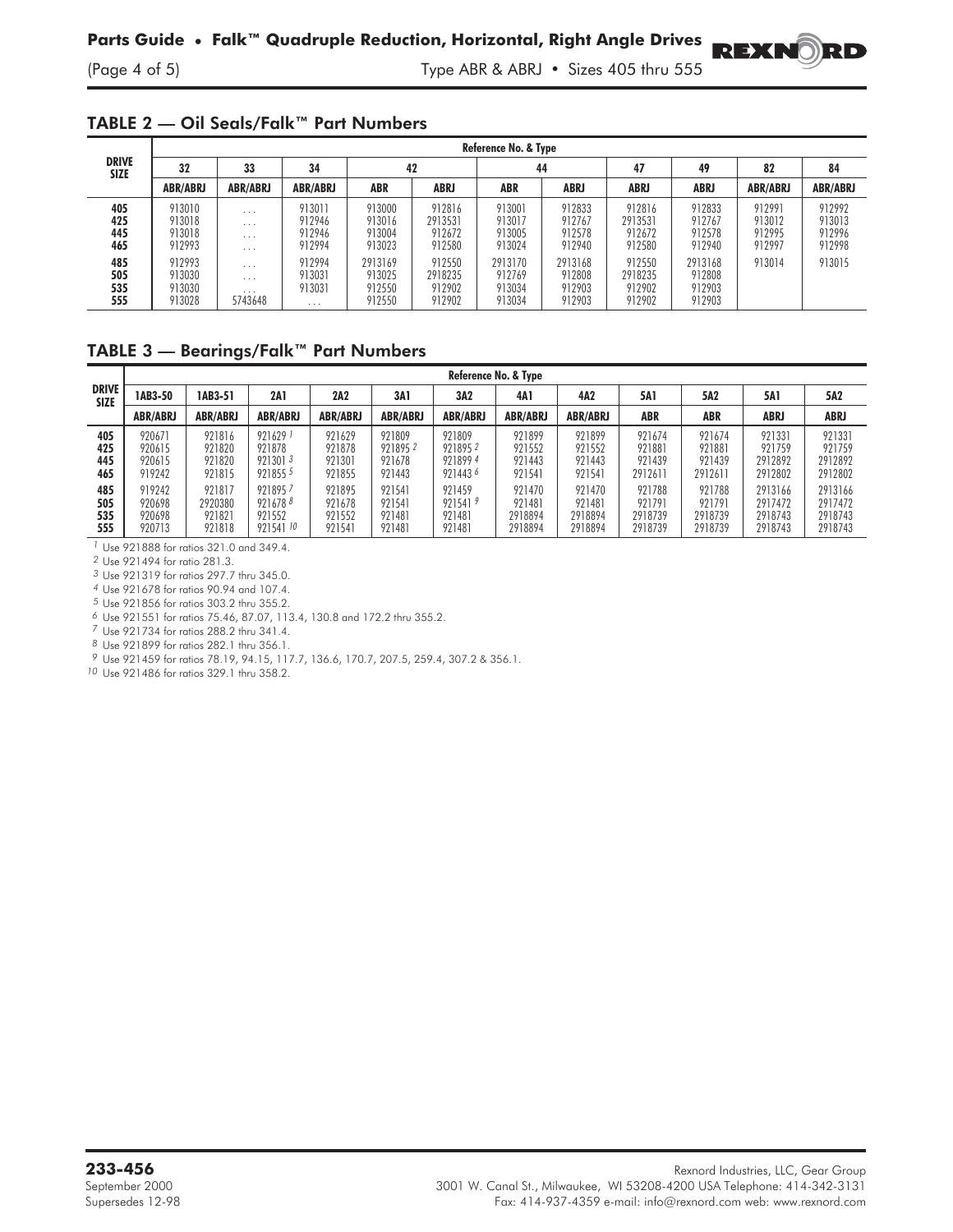## TABLE 2 — Oil Seals/Falk™ Part Numbers

| DRIVE SIZE | Reference No. & Type | | | | | | | | | | |
|---|---|---|---|---|---|---|---|---|---|---|---|
| | 32 | 33 | 34 | 42 | | 44 | | 47 | 49 | 82 | 84 |
| | ABR/ABRJ | ABR/ABRJ | ABR/ABRJ | ABR | ABRJ | ABR | ABRJ | ABRJ | ABRJ | ABR/ABRJ | ABR/ABRJ |
| 405 | 913010 | ... | 913011 | 913000 | 912816 | 913001 | 912833 | 912816 | 912833 | 912991 | 912992 |
| 425 | 913018 | ... | 912946 | 913016 | 2913531 | 913017 | 912767 | 2913531 | 912767 | 913012 | 913013 |
| 445 | 913018 | ... | 912946 | 913004 | 912672 | 913005 | 912578 | 912672 | 912578 | 912995 | 912996 |
| 465 | 912993 | ... | 912994 | 913023 | 912580 | 913024 | 912940 | 912580 | 912940 | 912997 | 912998 |
| 485 | 912993 | ... | 912994 | 2913169 | 912550 | 2913170 | 2913168 | 912550 | 2913168 | 913014 | 913015 |
| 505 | 913030 | ... | 913031 | 913025 | 2918235 | 912769 | 912808 | 2918235 | 912808 | | |
| 535 | 913030 | ... | 913031 | 912550 | 912902 | 913034 | 912903 | 912902 | 912903 | | |
| 555 | 913028 | 5743648 | ... | 912550 | 912902 | 913034 | 912903 | 912902 | 912903 | | |

## TABLE 3 — Bearings/Falk™ Part Numbers

| DRIVE SIZE | Reference No. & Type | | | | | | | | | | | |
|---|---|---|---|---|---|---|---|---|---|---|---|---|
| | 1AB3-50 | 1AB3-51 | 2A1 | 2A2 | 3A1 | 3A2 | 4A1 | 4A2 | 5A1 | 5A2 | 5A1 | 5A2 |
| | ABR/ABRJ | ABR/ABRJ | ABR/ABRJ | ABR/ABRJ | ABR/ABRJ | ABR/ABRJ | ABR/ABRJ | ABR/ABRJ | ABR | ABR | ABRJ | ABRJ |
| 405 | 920671 | 921816 | 921629 [1] | 921629 | 921809 | 921809 | 921899 | 921899 | 921674 | 921674 | 921331 | 921331 |
| 425 | 920615 | 921820 | 921878 | 921878 | 921895 [2] | 921895 [2] | 921552 | 921552 | 921881 | 921881 | 921759 | 921759 |
| 445 | 920615 | 921820 | 921301 [3] | 921301 | 921678 | 921899 [4] | 921443 | 921443 | 921439 | 921439 | 2912892 | 2912892 |
| 465 | 919242 | 921815 | 921855 [5] | 921855 | 921443 | 921443 [6] | 921541 | 921541 | 2912611 | 2912611 | 2912802 | 2912802 |
| 485 | 919242 | 921817 | 921895 [7] | 921895 | 921541 | 921459 | 921470 | 921470 | 921788 | 921788 | 2913166 | 2913166 |
| 505 | 920698 | 2920380 | 921678 [8] | 921678 | 921541 | 921541 [9] | 921481 | 921481 | 921791 | 921791 | 2917472 | 2917472 |
| 535 | 920698 | 921821 | 921552 | 921552 | 921481 | 921481 | 2918894 | 2918894 | 2918739 | 2918739 | 2918743 | 2918743 |
| 555 | 920713 | 921818 | 921541 [10] | 921541 | 921481 | 921481 | 2918894 | 2918894 | 2918739 | 2918739 | 2918743 | 2918743 |

[1] Use 921888 for ratios 321.0 and 349.4.
[2] Use 921494 for ratio 281.3.
[3] Use 921319 for ratios 297.7 thru 345.0.
[4] Use 921678 for ratios 90.94 and 107.4.
[5] Use 921856 for ratios 303.2 thru 355.2.
[6] Use 921551 for ratios 75.46, 87.07, 113.4, 130.8 and 172.2 thru 355.2.
[7] Use 921734 for ratios 288.2 thru 341.4.
[8] Use 921899 for ratios 282.1 thru 356.1.
[9] Use 921459 for ratios 78.19, 94.15, 117.7, 136.6, 170.7, 207.5, 259.4, 307.2 & 356.1.
[10] Use 921486 for ratios 329.1 thru 358.2.

**233-456**
September 2000
Supersedes 12-98

Rexnord Industries, LLC, Gear Group
3001 W. Canal St., Milwaukee, WI 53208-4200 USA Telephone: 414-342-3131
Fax: 414-937-4359 e-mail: info@rexnord.com web: www.rexnord.com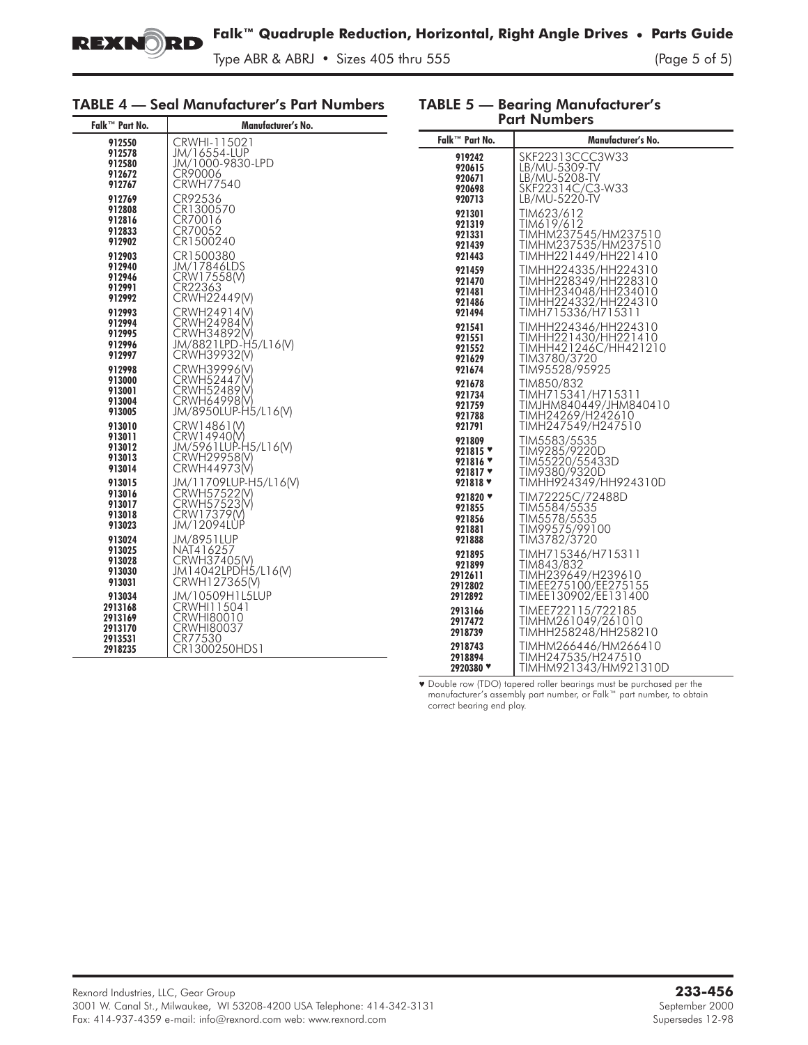## TABLE 4 — Seal Manufacturer's Part Numbers

| Falk™ Part No. | Manufacturer's No. |
|---|---|
| 912550 | CRWHI-115021 |
| 912578 | JM/16554-LUP |
| 912580 | JM/1000-9830-LPD |
| 912672 | CR90006 |
| 912767 | CRWH77540 |
| 912769 | CR92536 |
| 912808 | CR1300570 |
| 912816 | CR70016 |
| 912833 | CR70052 |
| 912902 | CR1500240 |
| 912903 | CR1500380 |
| 912940 | JM/17846LDS |
| 912946 | CRW17558(V) |
| 912991 | CR22363 |
| 912992 | CRWH22449(V) |
| 912993 | CRWH24914(V) |
| 912994 | CRWH24984(V) |
| 912995 | CRWH34892(V) |
| 912996 | JM/8821LPD-H5/L16(V) |
| 912997 | CRWH39932(V) |
| 912998 | CRWH39996(V) |
| 913000 | CRWH52447(V) |
| 913001 | CRWH52489(V) |
| 913004 | CRWH64998(V) |
| 913005 | JM/8950LUP-H5/L16(V) |
| 913010 | CRW14861(V) |
| 913011 | CRW14940(V) |
| 913012 | JM/5961LUP-H5/L16(V) |
| 913013 | CRWH29958(V) |
| 913014 | CRWH44973(V) |
| 913015 | JM/11709LUP-H5/L16(V) |
| 913016 | CRWH57522(V) |
| 913017 | CRWH57523(V) |
| 913018 | CRW17379(V) |
| 913023 | JM/12094LUP |
| 913024 | JM/8951LUP |
| 913025 | NAT416257 |
| 913028 | CRWH37405(V) |
| 913030 | JM14042LPDH5/L16(V) |
| 913031 | CRWH127365(V) |
| 913034 | JM/10509H1L5LUP |
| 2913168 | CRWHI115041 |
| 2913169 | CRWHI80010 |
| 2913170 | CRWHI80037 |
| 2913531 | CR77530 |
| 2918235 | CR1300250HDS1 |

## TABLE 5 — Bearing Manufacturer's Part Numbers

| Falk™ Part No. | Manufacturer's No. |
|---|---|
| 919242 | SKF22313CCC3W33 |
| 920615 | LB/MU-5309-TV |
| 920671 | LB/MU-5208-TV |
| 920698 | SKF22314C/C3-W33 |
| 920713 | LB/MU-5220-TV |
| 921301 | TIM623/612 |
| 921319 | TIM619/612 |
| 921331 | TIMHM237545/HM237510 |
| 921439 | TIMHM237535/HM237510 |
| 921443 | TIMHH221449/HH221410 |
| 921459 | TIMHH224335/HH224310 |
| 921470 | TIMHH228349/HH228310 |
| 921481 | TIMHH234048/HH234010 |
| 921486 | TIMHH224332/HH224310 |
| 921494 | TIMH715336/H715311 |
| 921541 | TIMHH224346/HH224310 |
| 921551 | TIMHH221430/HH221410 |
| 921552 | TIMHH421246C/HH421210 |
| 921629 | TIM3780/3720 |
| 921674 | TIM95528/95925 |
| 921678 | TIM850/832 |
| 921734 | TIMH715341/H715311 |
| 921759 | TIMJHM840449/JHM840410 |
| 921788 | TIMH24269/H242610 |
| 921791 | TIMH247549/H247510 |
| 921809 | TIM5583/5535 |
| 921815 ♥ | TIM9285/9220D |
| 921816 ♥ | TIM55220/55433D |
| 921817 ♥ | TIM9380/9320D |
| 921818 ♥ | TIMHH924349/HH924310D |
| 921820 ♥ | TIM72225C/72488D |
| 921855 | TIM5584/5535 |
| 921856 | TIM5578/5535 |
| 921881 | TIM99575/99100 |
| 921888 | TIM3782/3720 |
| 921895 | TIMH715346/H715311 |
| 921899 | TIM843/832 |
| 2912611 | TIMH239649/H239610 |
| 2912802 | TIMEE275100/EE275155 |
| 2912892 | TIMEE130902/EE131400 |
| 2913166 | TIMEE722115/722185 |
| 2917472 | TIMHM261049/261010 |
| 2918739 | TIMHH258248/HH258210 |
| 2918743 | TIMHM266446/HM266410 |
| 2918894 | TIMH247535/H247510 |
| 2920380 ♥ | TIMHM921343/HM921310D |

♥ Double row (TDO) tapered roller bearings must be purchased per the manufacturer's assembly part number, or Falk™ part number, to obtain correct bearing end play.

Rexnord Industries, LLC, Gear Group
3001 W. Canal St., Milwaukee, WI 53208-4200 USA Telephone: 414-342-3131
Fax: 414-937-4359 e-mail: info@rexnord.com web: www.rexnord.com

**233-456**
September 2000
Supersedes 12-98